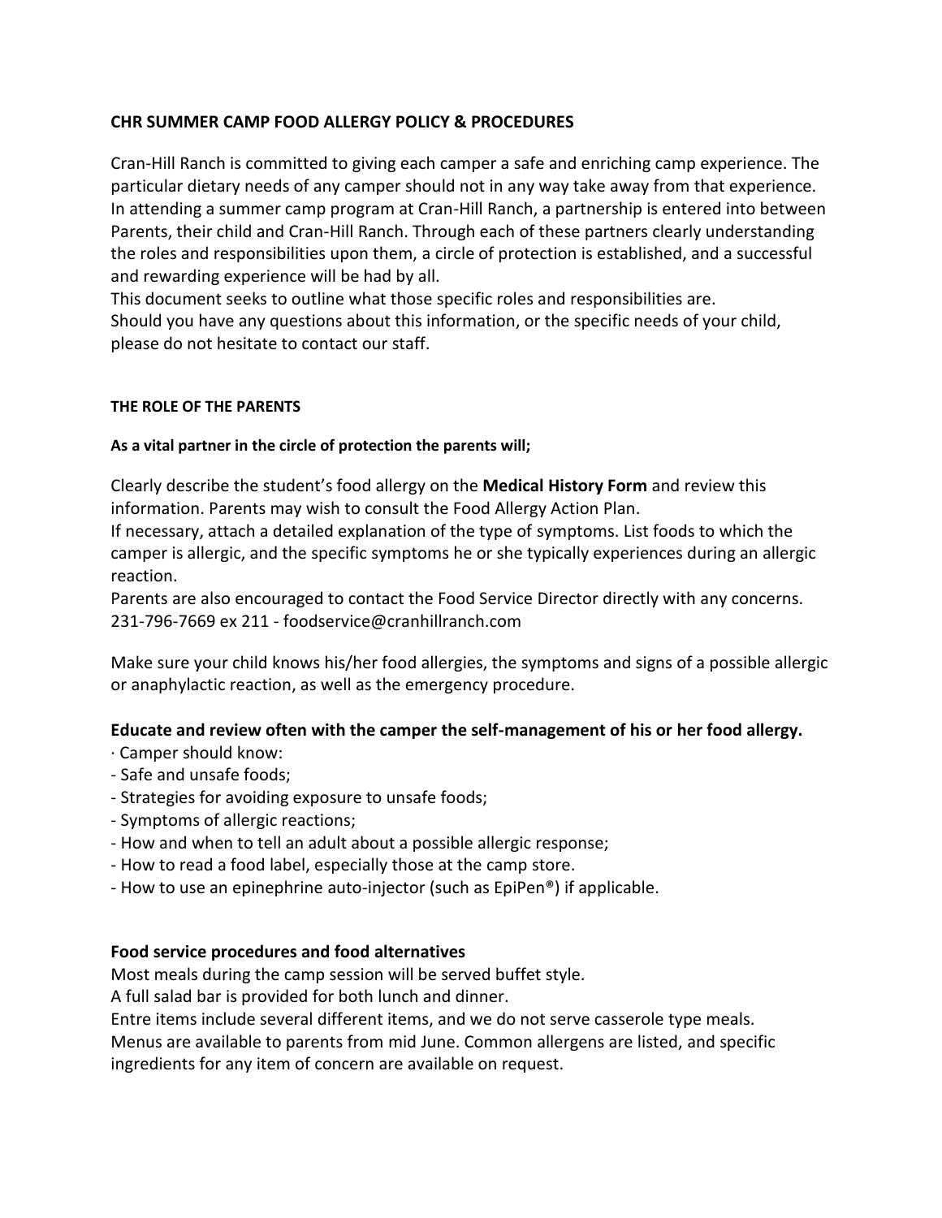## CHR SUMMER CAMP FOOD ALLERGY POLICY & PROCEDURES

Cran-Hill Ranch is committed to giving each camper a safe and enriching camp experience. The particular dietary needs of any camper should not in any way take away from that experience. In attending a summer camp program at Cran-Hill Ranch, a partnership is entered into between Parents, their child and Cran-Hill Ranch. Through each of these partners clearly understanding the roles and responsibilities upon them, a circle of protection is established, and a successful and rewarding experience will be had by all.
This document seeks to outline what those specific roles and responsibilities are.
Should you have any questions about this information, or the specific needs of your child, please do not hesitate to contact our staff.

### THE ROLE OF THE PARENTS

**As a vital partner in the circle of protection the parents will;**

Clearly describe the student's food allergy on the **Medical History Form** and review this information. Parents may wish to consult the Food Allergy Action Plan.
If necessary, attach a detailed explanation of the type of symptoms. List foods to which the camper is allergic, and the specific symptoms he or she typically experiences during an allergic reaction.
Parents are also encouraged to contact the Food Service Director directly with any concerns. 231-796-7669 ex 211 - foodservice@cranhillranch.com

Make sure your child knows his/her food allergies, the symptoms and signs of a possible allergic or anaphylactic reaction, as well as the emergency procedure.

**Educate and review often with the camper the self-management of his or her food allergy.**

· Camper should know:
- Safe and unsafe foods;
- Strategies for avoiding exposure to unsafe foods;
- Symptoms of allergic reactions;
- How and when to tell an adult about a possible allergic response;
- How to read a food label, especially those at the camp store.
- How to use an epinephrine auto-injector (such as EpiPen®) if applicable.

**Food service procedures and food alternatives**

Most meals during the camp session will be served buffet style.
A full salad bar is provided for both lunch and dinner.
Entre items include several different items, and we do not serve casserole type meals.
Menus are available to parents from mid June. Common allergens are listed, and specific ingredients for any item of concern are available on request.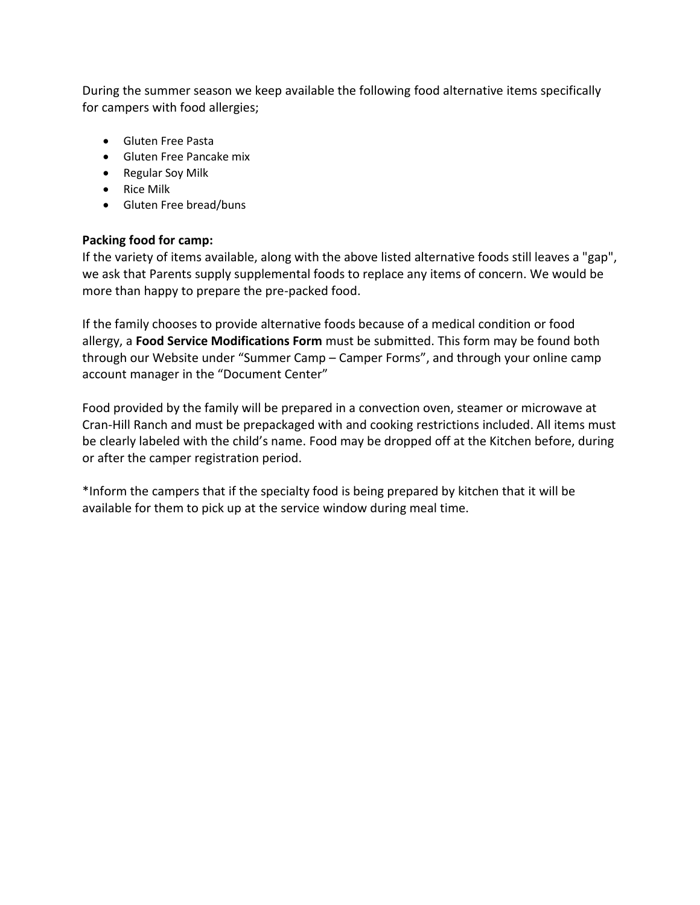During the summer season we keep available the following food alternative items specifically for campers with food allergies;

- Gluten Free Pasta
- Gluten Free Pancake mix
- Regular Soy Milk
- Rice Milk
- Gluten Free bread/buns

**Packing food for camp:**
If the variety of items available, along with the above listed alternative foods still leaves a "gap", we ask that Parents supply supplemental foods to replace any items of concern. We would be more than happy to prepare the pre-packed food.

If the family chooses to provide alternative foods because of a medical condition or food allergy, a **Food Service Modifications Form** must be submitted. This form may be found both through our Website under "Summer Camp – Camper Forms", and through your online camp account manager in the "Document Center"

Food provided by the family will be prepared in a convection oven, steamer or microwave at Cran-Hill Ranch and must be prepackaged with and cooking restrictions included. All items must be clearly labeled with the child's name. Food may be dropped off at the Kitchen before, during or after the camper registration period.

*Inform the campers that if the specialty food is being prepared by kitchen that it will be available for them to pick up at the service window during meal time.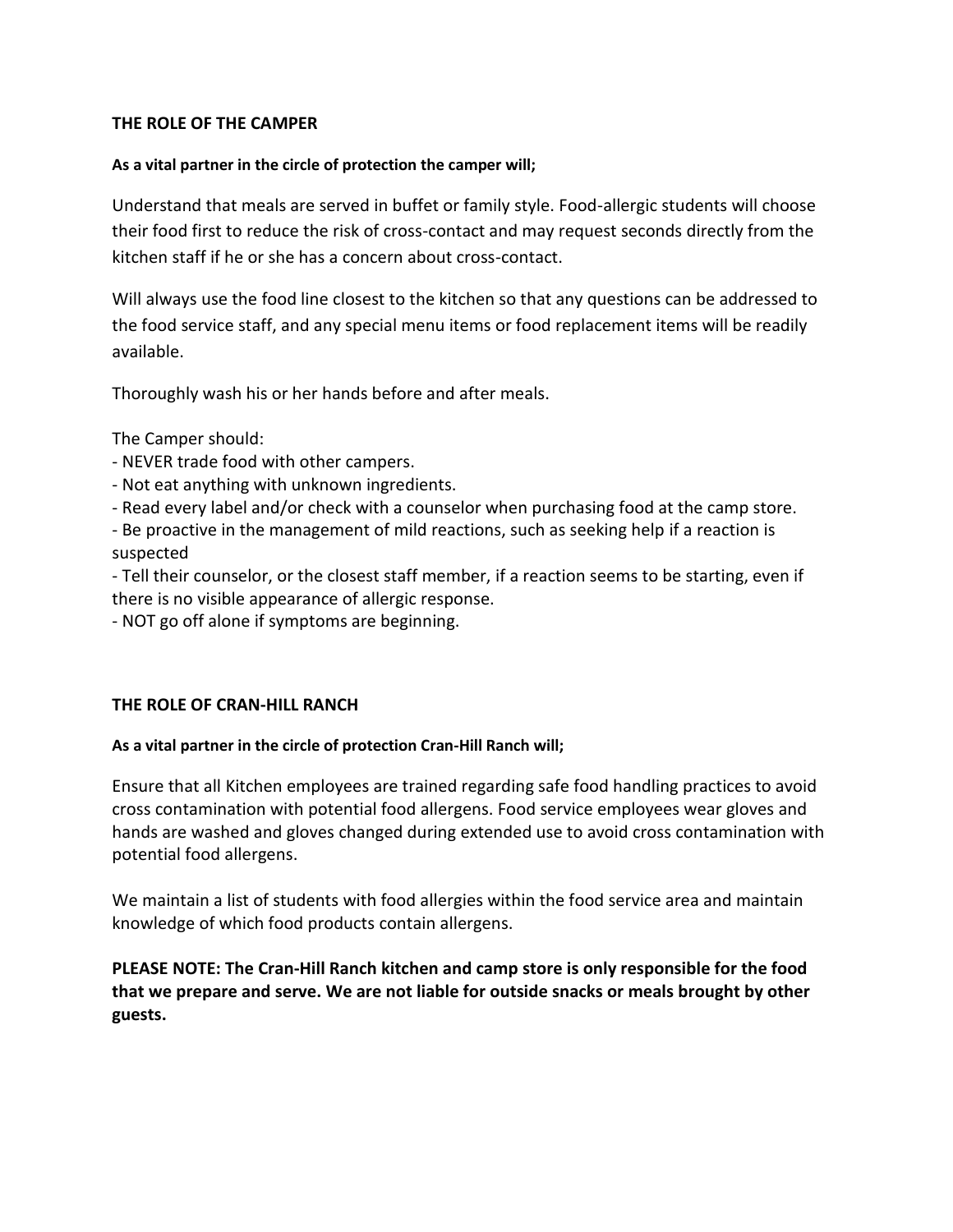## THE ROLE OF THE CAMPER

**As a vital partner in the circle of protection the camper will;**

Understand that meals are served in buffet or family style. Food-allergic students will choose their food first to reduce the risk of cross-contact and may request seconds directly from the kitchen staff if he or she has a concern about cross-contact.

Will always use the food line closest to the kitchen so that any questions can be addressed to the food service staff, and any special menu items or food replacement items will be readily available.

Thoroughly wash his or her hands before and after meals.

The Camper should:

- NEVER trade food with other campers.
- Not eat anything with unknown ingredients.
- Read every label and/or check with a counselor when purchasing food at the camp store.
- Be proactive in the management of mild reactions, such as seeking help if a reaction is suspected
- Tell their counselor, or the closest staff member, if a reaction seems to be starting, even if there is no visible appearance of allergic response.
- NOT go off alone if symptoms are beginning.

## THE ROLE OF CRAN-HILL RANCH

**As a vital partner in the circle of protection Cran-Hill Ranch will;**

Ensure that all Kitchen employees are trained regarding safe food handling practices to avoid cross contamination with potential food allergens. Food service employees wear gloves and hands are washed and gloves changed during extended use to avoid cross contamination with potential food allergens.

We maintain a list of students with food allergies within the food service area and maintain knowledge of which food products contain allergens.

**PLEASE NOTE: The Cran-Hill Ranch kitchen and camp store is only responsible for the food that we prepare and serve. We are not liable for outside snacks or meals brought by other guests.**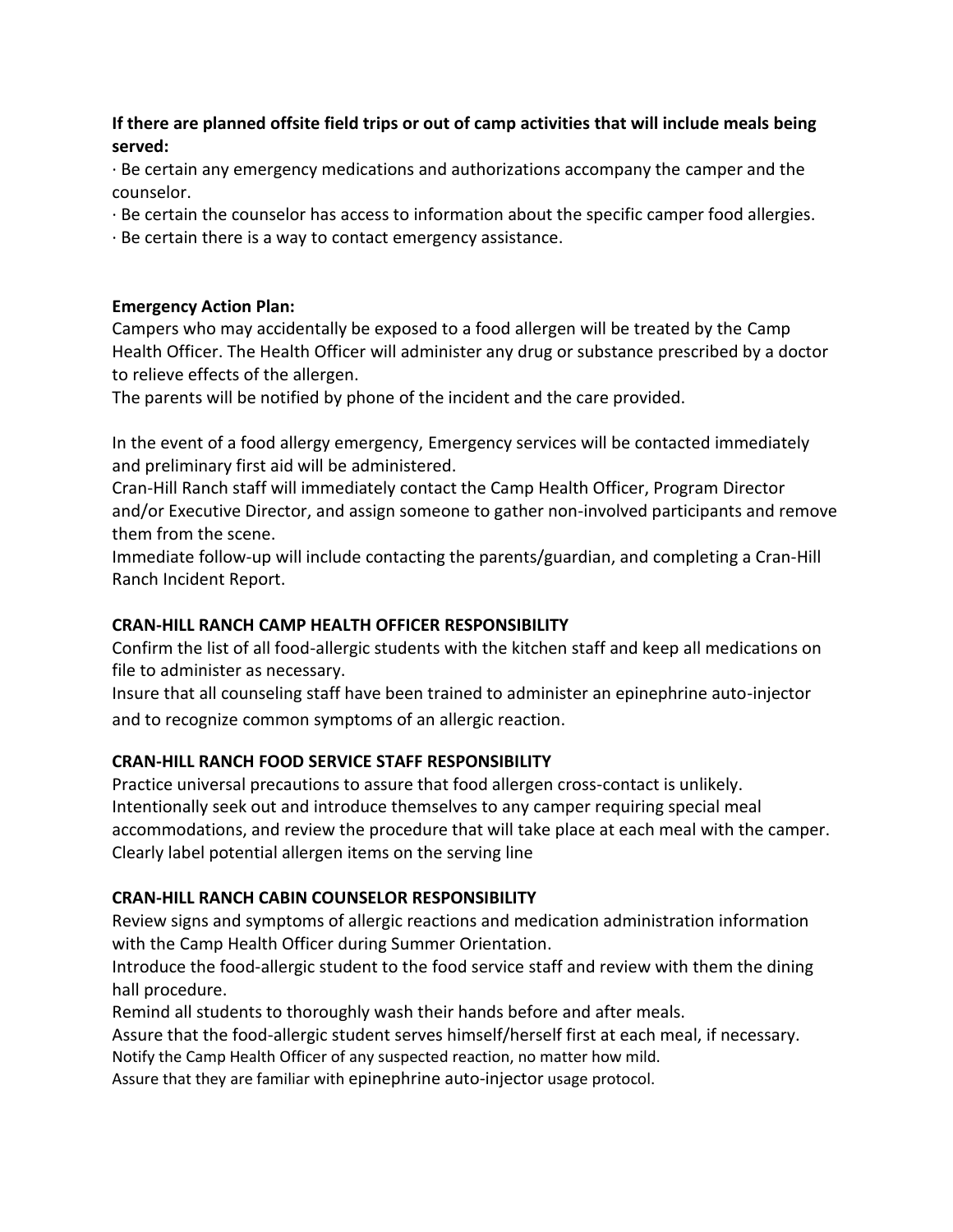**If there are planned offsite field trips or out of camp activities that will include meals being served:**

· Be certain any emergency medications and authorizations accompany the camper and the counselor.
· Be certain the counselor has access to information about the specific camper food allergies.
· Be certain there is a way to contact emergency assistance.

**Emergency Action Plan:**

Campers who may accidentally be exposed to a food allergen will be treated by the Camp Health Officer. The Health Officer will administer any drug or substance prescribed by a doctor to relieve effects of the allergen.
The parents will be notified by phone of the incident and the care provided.

In the event of a food allergy emergency, Emergency services will be contacted immediately and preliminary first aid will be administered.
Cran-Hill Ranch staff will immediately contact the Camp Health Officer, Program Director and/or Executive Director, and assign someone to gather non-involved participants and remove them from the scene.
Immediate follow-up will include contacting the parents/guardian, and completing a Cran-Hill Ranch Incident Report.

**CRAN-HILL RANCH CAMP HEALTH OFFICER RESPONSIBILITY**

Confirm the list of all food-allergic students with the kitchen staff and keep all medications on file to administer as necessary.
Insure that all counseling staff have been trained to administer an epinephrine auto-injector and to recognize common symptoms of an allergic reaction.

**CRAN-HILL RANCH FOOD SERVICE STAFF RESPONSIBILITY**

Practice universal precautions to assure that food allergen cross-contact is unlikely.
Intentionally seek out and introduce themselves to any camper requiring special meal accommodations, and review the procedure that will take place at each meal with the camper.
Clearly label potential allergen items on the serving line

**CRAN-HILL RANCH CABIN COUNSELOR RESPONSIBILITY**

Review signs and symptoms of allergic reactions and medication administration information with the Camp Health Officer during Summer Orientation.
Introduce the food-allergic student to the food service staff and review with them the dining hall procedure.
Remind all students to thoroughly wash their hands before and after meals.
Assure that the food-allergic student serves himself/herself first at each meal, if necessary.
Notify the Camp Health Officer of any suspected reaction, no matter how mild.
Assure that they are familiar with epinephrine auto-injector usage protocol.